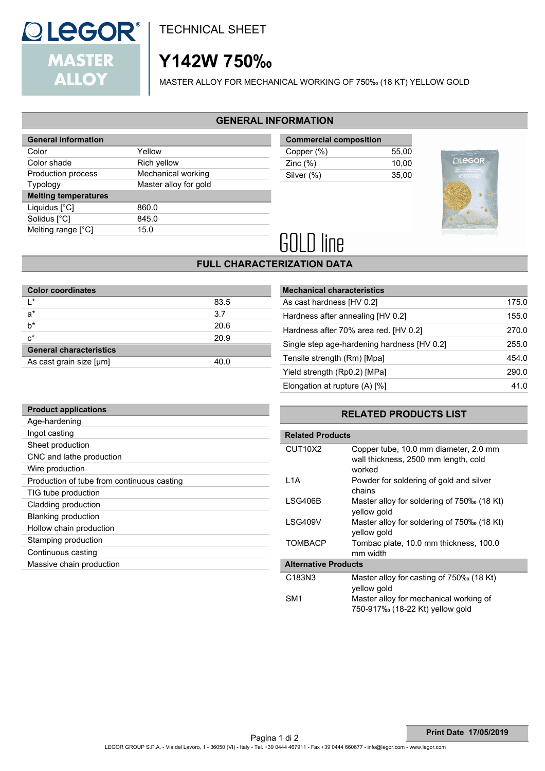# TECHNICAL SHEET

# Y142W 750‰

MASTER ALLOY FOR MECHANICAL WORKING OF 750‰ (18 KT) YELLOW GOLD

## GENERAL INFORMATION

| General information | |
|---|---|
| Color | Yellow |
| Color shade | Rich yellow |
| Production process | Mechanical working |
| Typology | Master alloy for gold |
| **Melting temperatures** | |
| Liquidus [°C] | 860.0 |
| Solidus [°C] | 845.0 |
| Melting range [°C] | 15.0 |

| Commercial composition | |
|---|---|
| Copper (%) | 55,00 |
| Zinc (%) | 10,00 |
| Silver (%) | 35,00 |

GOLD line

## FULL CHARACTERIZATION DATA

| Color coordinates | |
|---|---|
| L* | 83.5 |
| a* | 3.7 |
| b* | 20.6 |
| c* | 20.9 |
| **General characteristics** | |
| As cast grain size [µm] | 40.0 |

| Mechanical characteristics | |
|---|---|
| As cast hardness [HV 0.2] | 175.0 |
| Hardness after annealing [HV 0.2] | 155.0 |
| Hardness after 70% area red. [HV 0.2] | 270.0 |
| Single step age-hardening hardness [HV 0.2] | 255.0 |
| Tensile strength (Rm) [Mpa] | 454.0 |
| Yield strength (Rp0.2) [MPa] | 290.0 |
| Elongation at rupture (A) [%] | 41.0 |

| Product applications |
|---|
| Age-hardening |
| Ingot casting |
| Sheet production |
| CNC and lathe production |
| Wire production |
| Production of tube from continuous casting |
| TIG tube production |
| Cladding production |
| Blanking production |
| Hollow chain production |
| Stamping production |
| Continuous casting |
| Massive chain production |

## RELATED PRODUCTS LIST

| Related Products | |
|---|---|
| CUT10X2 | Copper tube, 10.0 mm diameter, 2.0 mm wall thickness, 2500 mm length, cold worked |
| L1A | Powder for soldering of gold and silver chains |
| LSG406B | Master alloy for soldering of 750‰ (18 Kt) yellow gold |
| LSG409V | Master alloy for soldering of 750‰ (18 Kt) yellow gold |
| TOMBACP | Tombac plate, 10.0 mm thickness, 100.0 mm width |
| **Alternative Products** | |
| C183N3 | Master alloy for casting of 750‰ (18 Kt) yellow gold |
| SM1 | Master alloy for mechanical working of 750-917‰ (18-22 Kt) yellow gold |

**Print Date 17/05/2019**

LEGOR GROUP S.P.A. - Via del Lavoro, 1 - 36050 (VI) - Italy - Tel. +39 0444 467911 - Fax +39 0444 660677 - info@legor.com - www.legor.com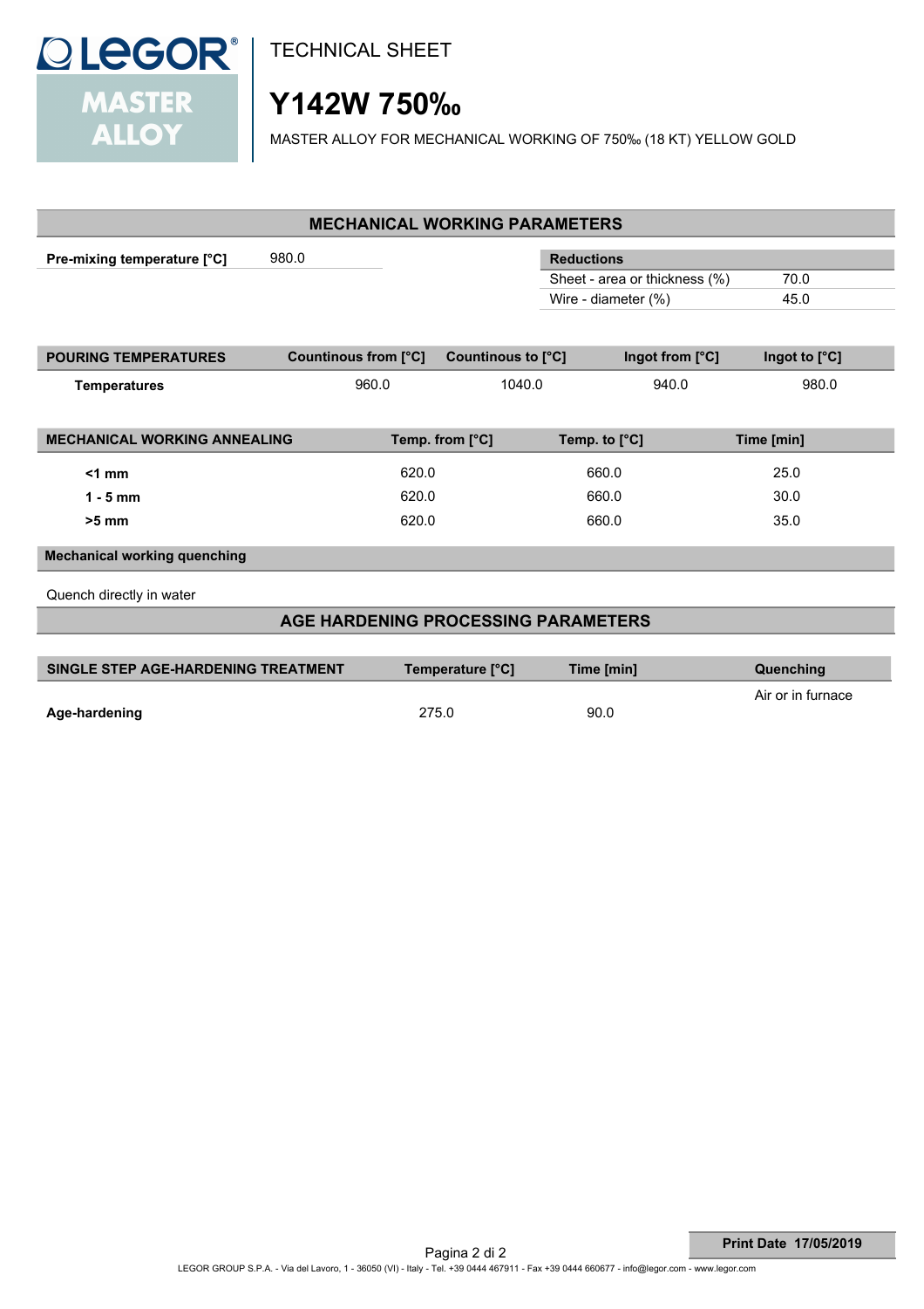LEGOR® MASTER ALLOY

TECHNICAL SHEET

# Y142W 750‰

MASTER ALLOY FOR MECHANICAL WORKING OF 750‰ (18 KT) YELLOW GOLD

## MECHANICAL WORKING PARAMETERS

| | |
|---|---|
| **Pre-mixing temperature [°C]** | 980.0 |

| **Reductions** | |
|---|---|
| Sheet - area or thickness (%) | 70.0 |
| Wire - diameter (%) | 45.0 |

| **POURING TEMPERATURES** | **Countinous from [°C]** | **Countinous to [°C]** | **Ingot from [°C]** | **Ingot to [°C]** |
|---|---|---|---|---|
| **Temperatures** | 960.0 | 1040.0 | 940.0 | 980.0 |

| **MECHANICAL WORKING ANNEALING** | **Temp. from [°C]** | **Temp. to [°C]** | **Time [min]** |
|---|---|---|---|
| **<1 mm** | 620.0 | 660.0 | 25.0 |
| **1 - 5 mm** | 620.0 | 660.0 | 30.0 |
| **>5 mm** | 620.0 | 660.0 | 35.0 |

**Mechanical working quenching**

Quench directly in water

## AGE HARDENING PROCESSING PARAMETERS

| **SINGLE STEP AGE-HARDENING TREATMENT** | **Temperature [°C]** | **Time [min]** | **Quenching** |
|---|---|---|---|
| **Age-hardening** | 275.0 | 90.0 | Air or in furnace |

**Print Date 17/05/2019**

LEGOR GROUP S.P.A. - Via del Lavoro, 1 - 36050 (VI) - Italy - Tel. +39 0444 467911 - Fax +39 0444 660677 - info@legor.com - www.legor.com